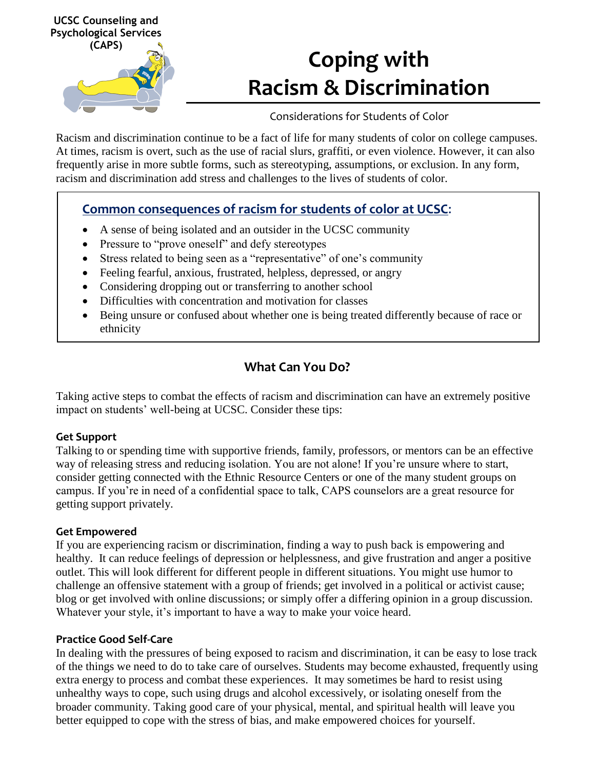UCSC Counseling and Psychological Services (CAPS)

# Coping with Racism & Discrimination

Considerations for Students of Color

Racism and discrimination continue to be a fact of life for many students of color on college campuses. At times, racism is overt, such as the use of racial slurs, graffiti, or even violence. However, it can also frequently arise in more subtle forms, such as stereotyping, assumptions, or exclusion. In any form, racism and discrimination add stress and challenges to the lives of students of color.

### Common consequences of racism for students of color at UCSC:

- A sense of being isolated and an outsider in the UCSC community
- Pressure to "prove oneself" and defy stereotypes
- Stress related to being seen as a "representative" of one's community
- Feeling fearful, anxious, frustrated, helpless, depressed, or angry
- Considering dropping out or transferring to another school
- Difficulties with concentration and motivation for classes
- Being unsure or confused about whether one is being treated differently because of race or ethnicity

## What Can You Do?

Taking active steps to combat the effects of racism and discrimination can have an extremely positive impact on students' well-being at UCSC. Consider these tips:

**Get Support**

Talking to or spending time with supportive friends, family, professors, or mentors can be an effective way of releasing stress and reducing isolation. You are not alone! If you're unsure where to start, consider getting connected with the Ethnic Resource Centers or one of the many student groups on campus. If you're in need of a confidential space to talk, CAPS counselors are a great resource for getting support privately.

**Get Empowered**

If you are experiencing racism or discrimination, finding a way to push back is empowering and healthy. It can reduce feelings of depression or helplessness, and give frustration and anger a positive outlet. This will look different for different people in different situations. You might use humor to challenge an offensive statement with a group of friends; get involved in a political or activist cause; blog or get involved with online discussions; or simply offer a differing opinion in a group discussion. Whatever your style, it's important to have a way to make your voice heard.

**Practice Good Self-Care**

In dealing with the pressures of being exposed to racism and discrimination, it can be easy to lose track of the things we need to do to take care of ourselves. Students may become exhausted, frequently using extra energy to process and combat these experiences. It may sometimes be hard to resist using unhealthy ways to cope, such using drugs and alcohol excessively, or isolating oneself from the broader community. Taking good care of your physical, mental, and spiritual health will leave you better equipped to cope with the stress of bias, and make empowered choices for yourself.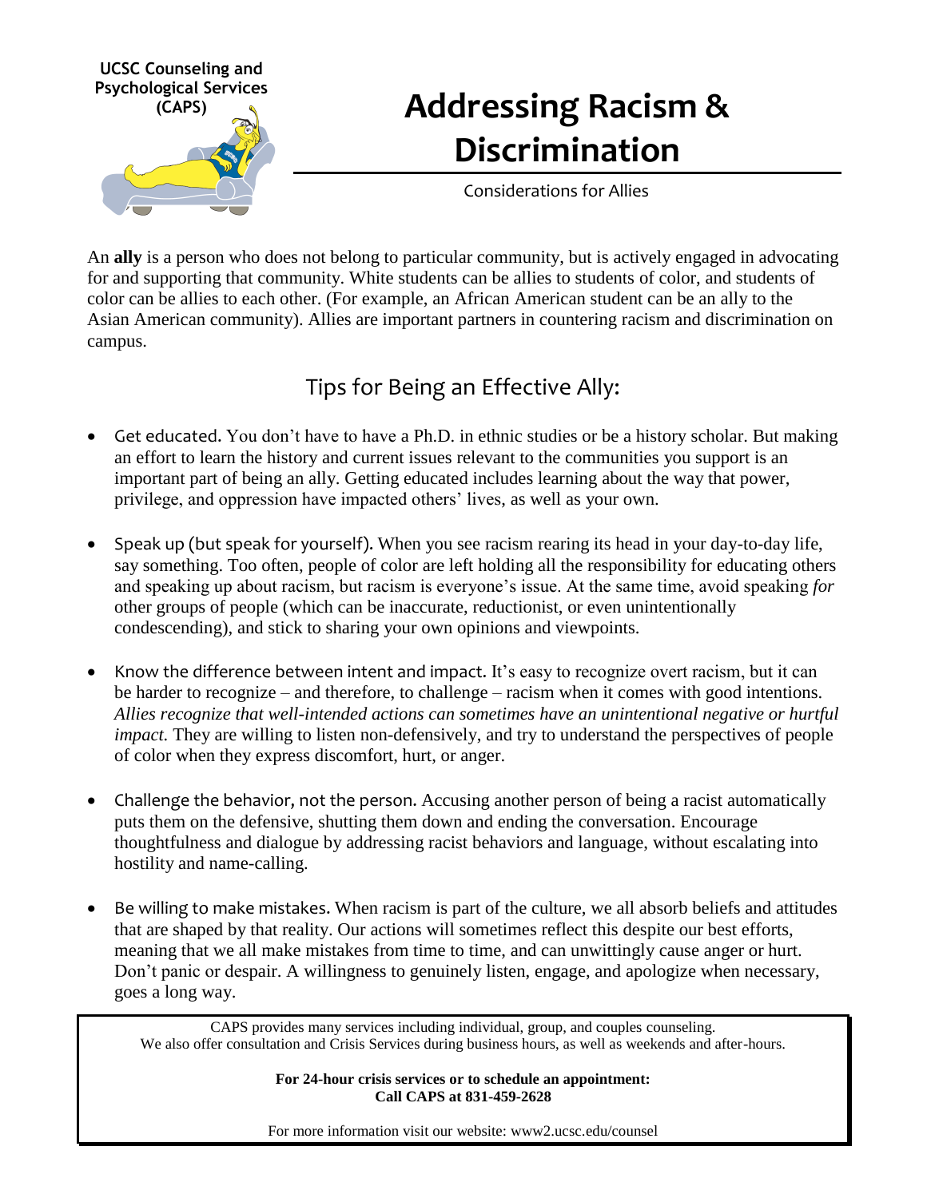UCSC Counseling and Psychological Services (CAPS)

# Addressing Racism & Discrimination

Considerations for Allies

An **ally** is a person who does not belong to particular community, but is actively engaged in advocating for and supporting that community. White students can be allies to students of color, and students of color can be allies to each other. (For example, an African American student can be an ally to the Asian American community). Allies are important partners in countering racism and discrimination on campus.

## Tips for Being an Effective Ally:

- Get educated. You don't have to have a Ph.D. in ethnic studies or be a history scholar. But making an effort to learn the history and current issues relevant to the communities you support is an important part of being an ally. Getting educated includes learning about the way that power, privilege, and oppression have impacted others' lives, as well as your own.

- Speak up (but speak for yourself). When you see racism rearing its head in your day-to-day life, say something. Too often, people of color are left holding all the responsibility for educating others and speaking up about racism, but racism is everyone's issue. At the same time, avoid speaking *for* other groups of people (which can be inaccurate, reductionist, or even unintentionally condescending), and stick to sharing your own opinions and viewpoints.

- Know the difference between intent and impact. It's easy to recognize overt racism, but it can be harder to recognize – and therefore, to challenge – racism when it comes with good intentions. *Allies recognize that well-intended actions can sometimes have an unintentional negative or hurtful impact.* They are willing to listen non-defensively, and try to understand the perspectives of people of color when they express discomfort, hurt, or anger.

- Challenge the behavior, not the person. Accusing another person of being a racist automatically puts them on the defensive, shutting them down and ending the conversation. Encourage thoughtfulness and dialogue by addressing racist behaviors and language, without escalating into hostility and name-calling.

- Be willing to make mistakes. When racism is part of the culture, we all absorb beliefs and attitudes that are shaped by that reality. Our actions will sometimes reflect this despite our best efforts, meaning that we all make mistakes from time to time, and can unwittingly cause anger or hurt. Don't panic or despair. A willingness to genuinely listen, engage, and apologize when necessary, goes a long way.

CAPS provides many services including individual, group, and couples counseling.
We also offer consultation and Crisis Services during business hours, as well as weekends and after-hours.

**For 24-hour crisis services or to schedule an appointment:**
**Call CAPS at 831-459-2628**

For more information visit our website: www2.ucsc.edu/counsel